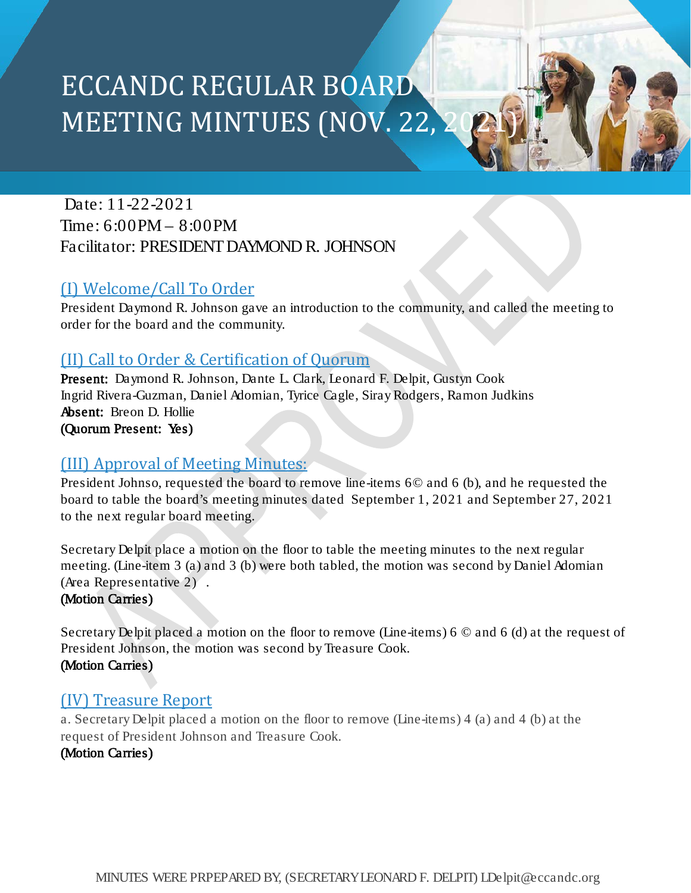# ECCANDC REGULAR BOARD MEETING MINTUES (NOV. 22, 2021)

Date: 11-22-2021
Time: 6:00PM – 8:00PM
Facilitator: PRESIDENT DAYMOND R. JOHNSON

## (I) Welcome/Call To Order

President Daymond R. Johnson gave an introduction to the community, and called the meeting to order for the board and the community.

## (II) Call to Order & Certification of Quorum

**Present:** Daymond R. Johnson, Dante L. Clark, Leonard F. Delpit, Gustyn Cook
Ingrid Rivera-Guzman, Daniel Adomian, Tyrice Cagle, Siray Rodgers, Ramon Judkins
**Absent:** Breon D. Hollie
**(Quorum Present: Yes)**

## (III) Approval of Meeting Minutes:

President Johnso, requested the board to remove line-items 6© and 6 (b), and he requested the board to table the board's meeting minutes dated September 1, 2021 and September 27, 2021 to the next regular board meeting.

Secretary Delpit place a motion on the floor to table the meeting minutes to the next regular meeting. (Line-item 3 (a) and 3 (b) were both tabled, the motion was second by Daniel Adomian (Area Representative 2) .
**(Motion Carries)**

Secretary Delpit placed a motion on the floor to remove (Line-items) 6 © and 6 (d) at the request of President Johnson, the motion was second by Treasure Cook.
**(Motion Carries)**

## (IV) Treasure Report

a. Secretary Delpit placed a motion on the floor to remove (Line-items) 4 (a) and 4 (b) at the request of President Johnson and Treasure Cook.
**(Motion Carries)**

MINUTES WERE PRPEPARED BY, (SECRETARY LEONARD F. DELPIT) LDelpit@eccandc.org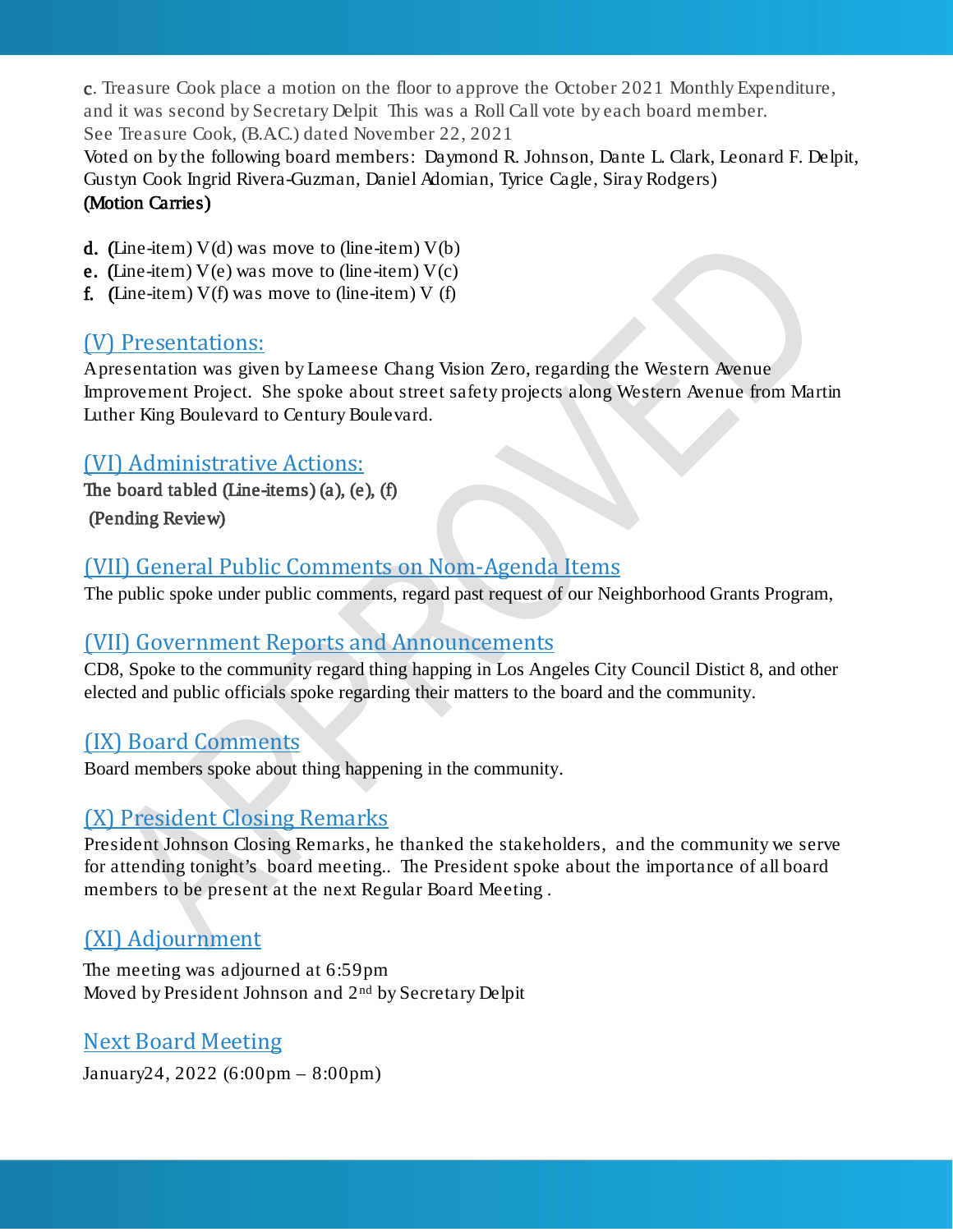c. Treasure Cook place a motion on the floor to approve the October 2021 Monthly Expenditure, and it was second by Secretary Delpit This was a Roll Call vote by each board member. See Treasure Cook, (B.A.C.) dated November 22, 2021
Voted on by the following board members: Daymond R. Johnson, Dante L. Clark, Leonard F. Delpit, Gustyn Cook Ingrid Rivera-Guzman, Daniel Adomian, Tyrice Cagle, Siray Rodgers)
**(Motion Carries)**

- **d.** (Line-item) V(d) was move to (line-item) V(b)
- **e.** (Line-item) V(e) was move to (line-item) V(c)
- **f.** (Line-item) V(f) was move to (line-item) V (f)

## (V) Presentations:

A presentation was given by Lameese Chang Vision Zero, regarding the Western Avenue Improvement Project. She spoke about street safety projects along Western Avenue from Martin Luther King Boulevard to Century Boulevard.

## (VI) Administrative Actions:

**The board tabled (Line-items) (a), (e), (f)**
**(Pending Review)**

## (VII) General Public Comments on Nom-Agenda Items

The public spoke under public comments, regard past request of our Neighborhood Grants Program,

## (VII) Government Reports and Announcements

CD8, Spoke to the community regard thing happing in Los Angeles City Council Distict 8, and other elected and public officials spoke regarding their matters to the board and the community.

## (IX) Board Comments

Board members spoke about thing happening in the community.

## (X) President Closing Remarks

President Johnson Closing Remarks, he thanked the stakeholders, and the community we serve for attending tonight's board meeting.. The President spoke about the importance of all board members to be present at the next Regular Board Meeting .

## (XI) Adjournment

The meeting was adjourned at 6:59pm
Moved by President Johnson and 2nd by Secretary Delpit

## Next Board Meeting

January24, 2022 (6:00pm – 8:00pm)